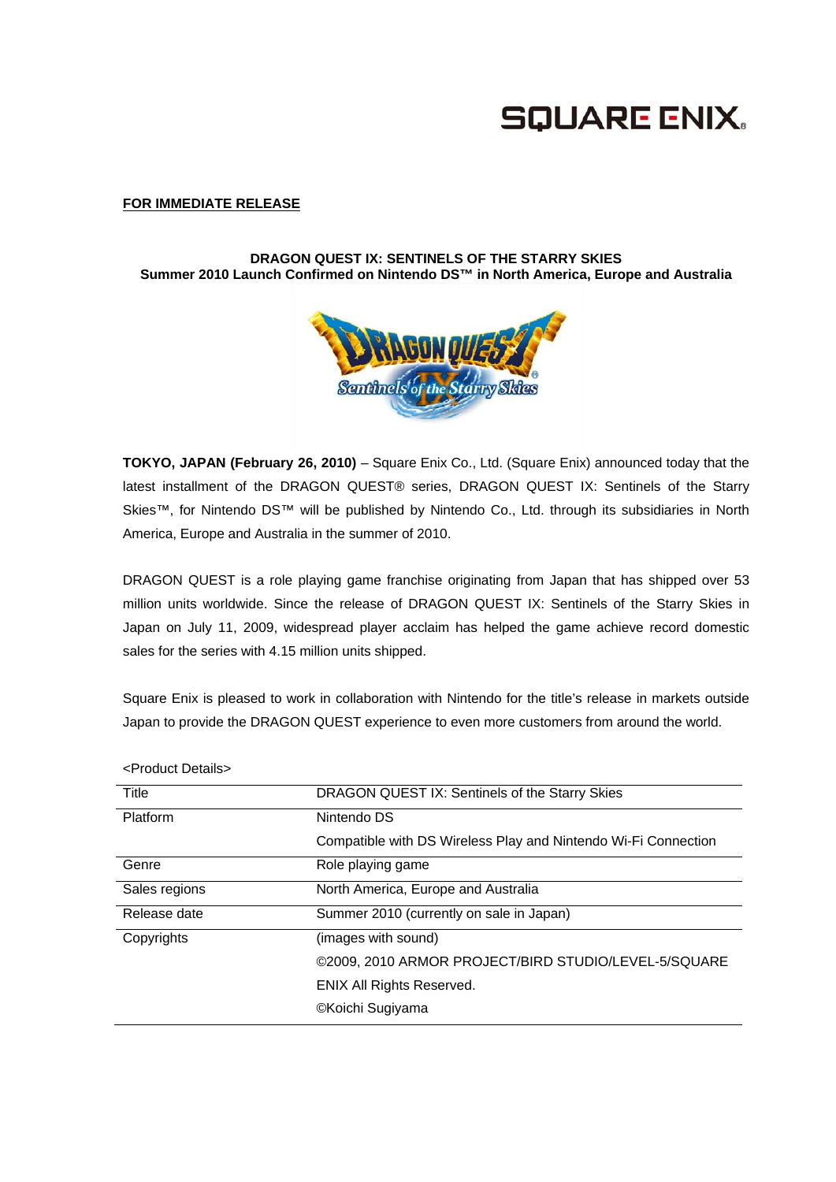**FOR IMMEDIATE RELEASE**

**DRAGON QUEST IX: SENTINELS OF THE STARRY SKIES**
**Summer 2010 Launch Confirmed on Nintendo DS™ in North America, Europe and Australia**

**TOKYO, JAPAN (February 26, 2010)** – Square Enix Co., Ltd. (Square Enix) announced today that the latest installment of the DRAGON QUEST® series, DRAGON QUEST IX: Sentinels of the Starry Skies™, for Nintendo DS™ will be published by Nintendo Co., Ltd. through its subsidiaries in North America, Europe and Australia in the summer of 2010.

DRAGON QUEST is a role playing game franchise originating from Japan that has shipped over 53 million units worldwide. Since the release of DRAGON QUEST IX: Sentinels of the Starry Skies in Japan on July 11, 2009, widespread player acclaim has helped the game achieve record domestic sales for the series with 4.15 million units shipped.

Square Enix is pleased to work in collaboration with Nintendo for the title's release in markets outside Japan to provide the DRAGON QUEST experience to even more customers from around the world.

<Product Details>

| Title | DRAGON QUEST IX: Sentinels of the Starry Skies |
|---|---|
| Platform | Nintendo DS<br>Compatible with DS Wireless Play and Nintendo Wi-Fi Connection |
| Genre | Role playing game |
| Sales regions | North America, Europe and Australia |
| Release date | Summer 2010 (currently on sale in Japan) |
| Copyrights | (images with sound)<br>©2009, 2010 ARMOR PROJECT/BIRD STUDIO/LEVEL-5/SQUARE ENIX All Rights Reserved.<br>©Koichi Sugiyama |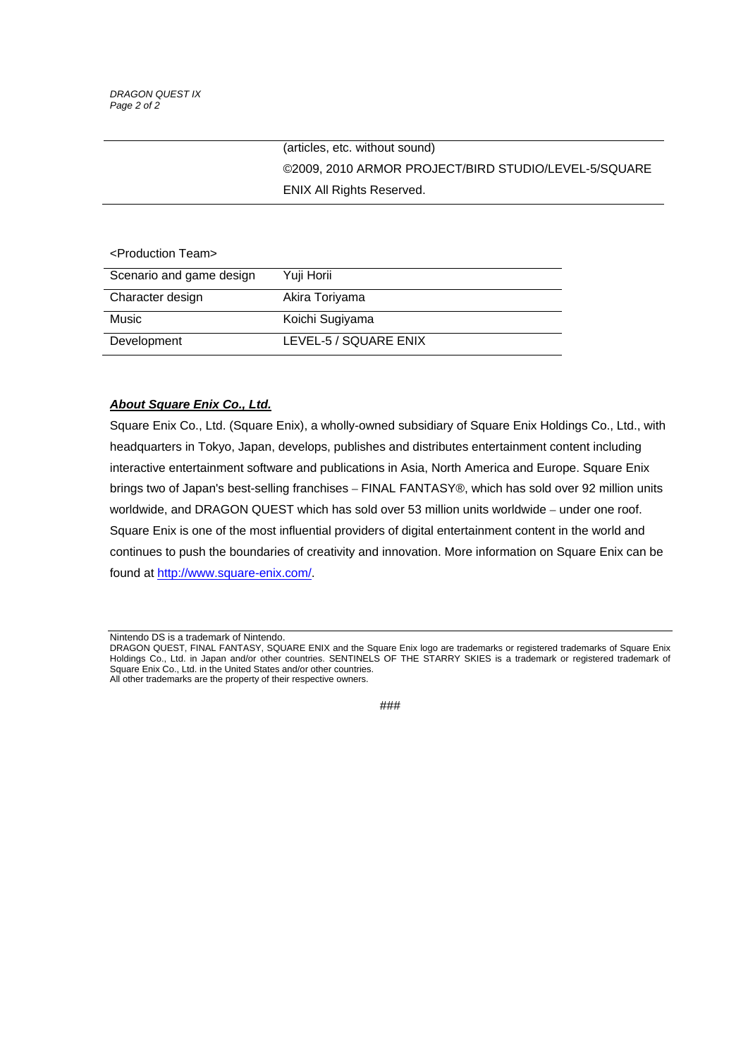| | |
|---|---|
| | (articles, etc. without sound)<br>©2009, 2010 ARMOR PROJECT/BIRD STUDIO/LEVEL-5/SQUARE ENIX All Rights Reserved. |

<Production Team>

| | |
|---|---|
| Scenario and game design | Yuji Horii |
| Character design | Akira Toriyama |
| Music | Koichi Sugiyama |
| Development | LEVEL-5 / SQUARE ENIX |

***About Square Enix Co., Ltd.***

Square Enix Co., Ltd. (Square Enix), a wholly-owned subsidiary of Square Enix Holdings Co., Ltd., with headquarters in Tokyo, Japan, develops, publishes and distributes entertainment content including interactive entertainment software and publications in Asia, North America and Europe. Square Enix brings two of Japan's best-selling franchises – FINAL FANTASY®, which has sold over 92 million units worldwide, and DRAGON QUEST which has sold over 53 million units worldwide – under one roof. Square Enix is one of the most influential providers of digital entertainment content in the world and continues to push the boundaries of creativity and innovation. More information on Square Enix can be found at http://www.square-enix.com/.

Nintendo DS is a trademark of Nintendo.
DRAGON QUEST, FINAL FANTASY, SQUARE ENIX and the Square Enix logo are trademarks or registered trademarks of Square Enix Holdings Co., Ltd. in Japan and/or other countries. SENTINELS OF THE STARRY SKIES is a trademark or registered trademark of Square Enix Co., Ltd. in the United States and/or other countries.
All other trademarks are the property of their respective owners.

###